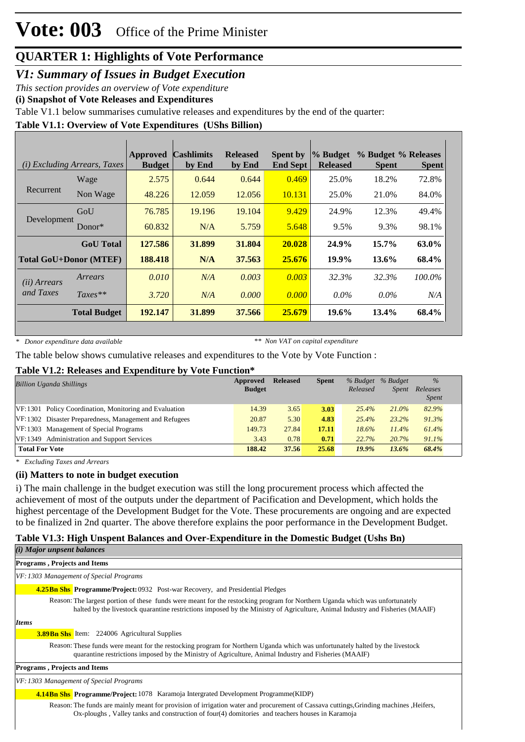# Vote: 003 Office of the Prime Minister

## QUARTER 1: Highlights of Vote Performance

### *V1: Summary of Issues in Budget Execution*

*This section provides an overview of Vote expenditure*

**(i) Snapshot of Vote Releases and Expenditures**

Table V1.1 below summarises cumulative releases and expenditures by the end of the quarter:

**Table V1.1: Overview of Vote Expenditures (UShs Billion)**

| *(i) Excluding Arrears, Taxes* | | Approved Budget | Cashlimits by End | Released by End | Spent by End Sept | % Budget Released | % Budget Spent | % Releases Spent |
|---|---|---|---|---|---|---|---|---|
| Recurrent | Wage | 2.575 | 0.644 | 0.644 | 0.469 | 25.0% | 18.2% | 72.8% |
| | Non Wage | 48.226 | 12.059 | 12.056 | 10.131 | 25.0% | 21.0% | 84.0% |
| Development | GoU | 76.785 | 19.196 | 19.104 | 9.429 | 24.9% | 12.3% | 49.4% |
| | Donor* | 60.832 | N/A | 5.759 | 5.648 | 9.5% | 9.3% | 98.1% |
| | **GoU Total** | **127.586** | **31.899** | **31.804** | **20.028** | **24.9%** | **15.7%** | **63.0%** |
| **Total GoU+Donor (MTEF)** | | **188.418** | **N/A** | **37.563** | **25.676** | **19.9%** | **13.6%** | **68.4%** |
| *(ii) Arrears and Taxes* | *Arrears* | *0.010* | *N/A* | *0.003* | *0.003* | *32.3%* | *32.3%* | *100.0%* |
| | *Taxes*** | *3.720* | *N/A* | *0.000* | *0.000* | *0.0%* | *0.0%* | *N/A* |
| | **Total Budget** | **192.147** | **31.899** | **37.566** | **25.679** | **19.6%** | **13.4%** | **68.4%** |

\* *Donor expenditure data available* &nbsp;&nbsp;&nbsp;&nbsp; ** *Non VAT on capital expenditure*

The table below shows cumulative releases and expenditures to the Vote by Vote Function :

**Table V1.2: Releases and Expenditure by Vote Function***

| *Billion Uganda Shillings* | Approved Budget | Released | Spent | *% Budget Released* | *% Budget Spent* | *% Releases Spent* |
|---|---|---|---|---|---|---|
| VF:1301 Policy Coordination, Monitoring and Evaluation | 14.39 | 3.65 | **3.03** | *25.4%* | *21.0%* | *82.9%* |
| VF:1302 Disaster Preparedness, Management and Refugees | 20.87 | 5.30 | **4.83** | *25.4%* | *23.2%* | *91.3%* |
| VF:1303 Management of Special Programs | 149.73 | 27.84 | **17.11** | *18.6%* | *11.4%* | *61.4%* |
| VF:1349 Administration and Support Services | 3.43 | 0.78 | **0.71** | *22.7%* | *20.7%* | *91.1%* |
| **Total For Vote** | **188.42** | **37.56** | **25.68** | ***19.9%*** | ***13.6%*** | ***68.4%*** |

\* *Excluding Taxes and Arrears*

**(ii) Matters to note in budget execution**

i) The main challenge in the budget execution was still the long procurement process which affected the achievement of most of the outputs under the department of Pacification and Development, which holds the highest percentage of the Development Budget for the Vote. These procurements are ongoing and are expected to be finalized in 2nd quarter. The above therefore explains the poor performance in the Development Budget.

**Table V1.3: High Unspent Balances and Over-Expenditure in the Domestic Budget (Ushs Bn)**

***(i) Major unpsent balances***

**Programs , Projects and Items**

*VF:1303 Management of Special Programs*

**4.25Bn Shs** **Programme/Project:** 0932 Post-war Recovery, and Presidential Pledges

Reason: The largest portion of these funds were meant for the restocking program for Northern Uganda which was unfortunately halted by the livestock quarantine restrictions imposed by the Ministry of Agriculture, Animal Industry and Fisheries (MAAIF)

***Items***

**3.89Bn Shs** Item: 224006 Agricultural Supplies

Reason: These funds were meant for the restocking program for Northern Uganda which was unfortunately halted by the livestock quarantine restrictions imposed by the Ministry of Agriculture, Animal Industry and Fisheries (MAAIF)

**Programs , Projects and Items**

*VF:1303 Management of Special Programs*

**4.14Bn Shs** **Programme/Project:** 1078 Karamoja Intergrated Development Programme(KIDP)

Reason: The funds are mainly meant for provision of irrigation water and procurement of Cassava cuttings,Grinding machines ,Heifers, Ox-ploughs , Valley tanks and construction of four(4) domitories and teachers houses in Karamoja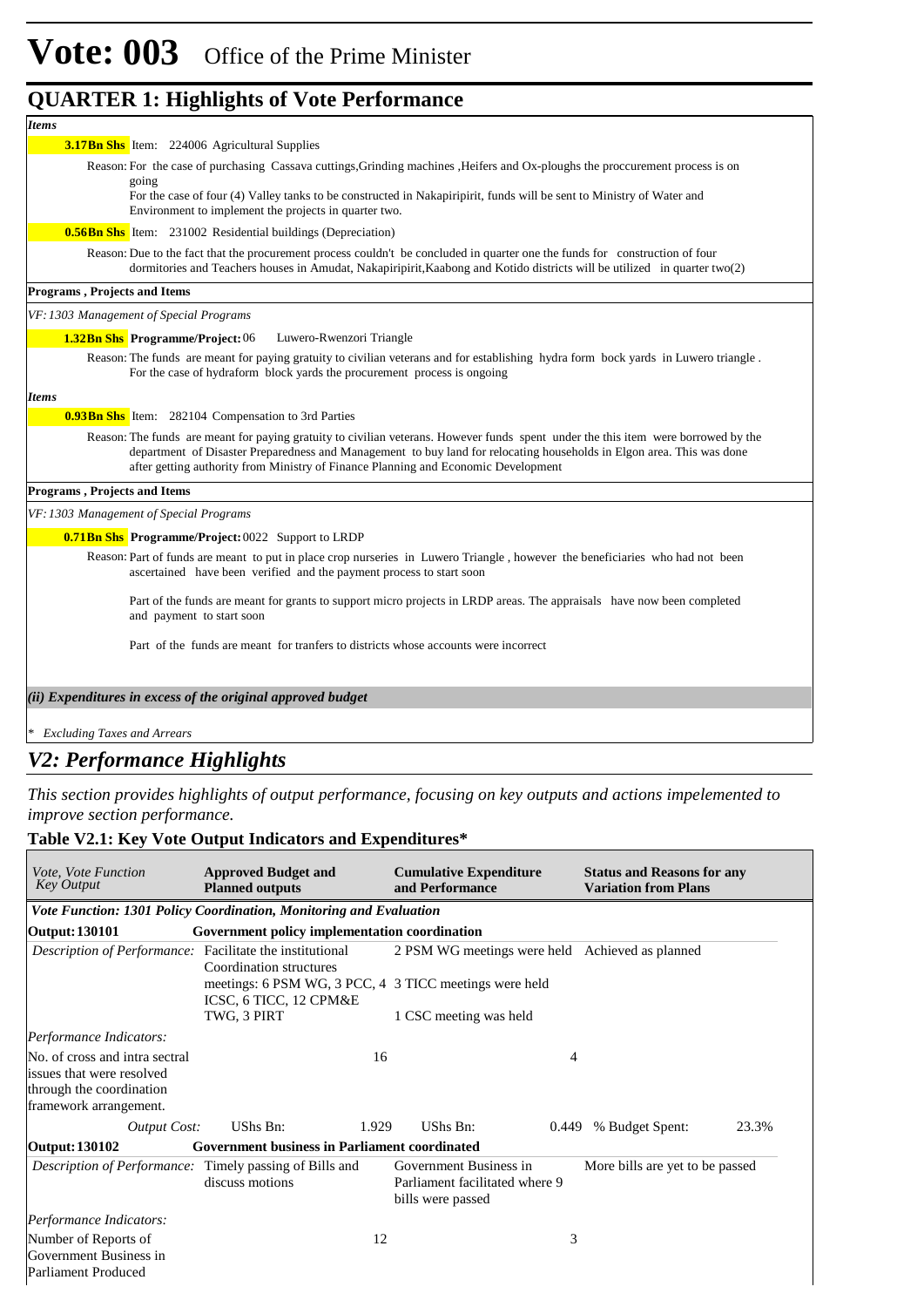# Vote: 003 Office of the Prime Minister

## QUARTER 1: Highlights of Vote Performance

*Items*

**3.17Bn Shs** Item: 224006 Agricultural Supplies

Reason: For the case of purchasing Cassava cuttings,Grinding machines ,Heifers and Ox-ploughs the proccurement process is on going
For the case of four (4) Valley tanks to be constructed in Nakapiripirit, funds will be sent to Ministry of Water and Environment to implement the projects in quarter two.

**0.56Bn Shs** Item: 231002 Residential buildings (Depreciation)

Reason: Due to the fact that the procurement process couldn't be concluded in quarter one the funds for construction of four dormitories and Teachers houses in Amudat, Nakapiripirit,Kaabong and Kotido districts will be utilized in quarter two(2)

**Programs , Projects and Items**

*VF: 1303 Management of Special Programs*

**1.32Bn Shs** **Programme/Project:** 06 Luwero-Rwenzori Triangle

Reason: The funds are meant for paying gratuity to civilian veterans and for establishing hydra form bock yards in Luwero triangle . For the case of hydraform block yards the procurement process is ongoing

*Items*

**0.93Bn Shs** Item: 282104 Compensation to 3rd Parties

Reason: The funds are meant for paying gratuity to civilian veterans. However funds spent under the this item were borrowed by the department of Disaster Preparedness and Management to buy land for relocating households in Elgon area. This was done after getting authority from Ministry of Finance Planning and Economic Development

**Programs , Projects and Items**

*VF: 1303 Management of Special Programs*

**0.71Bn Shs** **Programme/Project:** 0022 Support to LRDP

Reason: Part of funds are meant to put in place crop nurseries in Luwero Triangle , however the beneficiaries who had not been ascertained have been verified and the payment process to start soon

Part of the funds are meant for grants to support micro projects in LRDP areas. The appraisals have now been completed and payment to start soon

Part of the funds are meant for tranfers to districts whose accounts were incorrect

***(ii) Expenditures in excess of the original approved budget***

\* *Excluding Taxes and Arrears*

## *V2: Performance Highlights*

*This section provides highlights of output performance, focusing on key outputs and actions impelemented to improve section performance.*

### Table V2.1: Key Vote Output Indicators and Expenditures*

| *Vote, Vote Function Key Output* | **Approved Budget and Planned outputs** | | **Cumulative Expenditure and Performance** | | **Status and Reasons for any Variation from Plans** | |
|---|---|---|---|---|---|---|
| ***Vote Function: 1301 Policy Coordination, Monitoring and Evaluation*** | | | | | | |
| **Output: 130101** | **Government policy implementation coordination** | | | | | |
| *Description of Performance:* | Facilitate the institutional Coordination structures meetings: 6 PSM WG, 3 PCC, 4 ICSC, 6 TICC, 12 CPM&E TWG, 3 PIRT | | 2 PSM WG meetings were held<br>3 TICC meetings were held<br>1 CSC meeting was held | | Achieved as planned | |
| *Performance Indicators:* | | | | | | |
| No. of cross and intra sectral issues that were resolved through the coordination framework arrangement. | | 16 | | 4 | | |
| *Output Cost:* | UShs Bn: | 1.929 | UShs Bn: | 0.449 | % Budget Spent: | 23.3% |
| **Output: 130102** | **Government business in Parliament coordinated** | | | | | |
| *Description of Performance:* | Timely passing of Bills and discuss motions | | Government Business in Parliament facilitated where 9 bills were passed | | More bills are yet to be passed | |
| *Performance Indicators:* | | | | | | |
| Number of Reports of Government Business in Parliament Produced | | 12 | | 3 | | |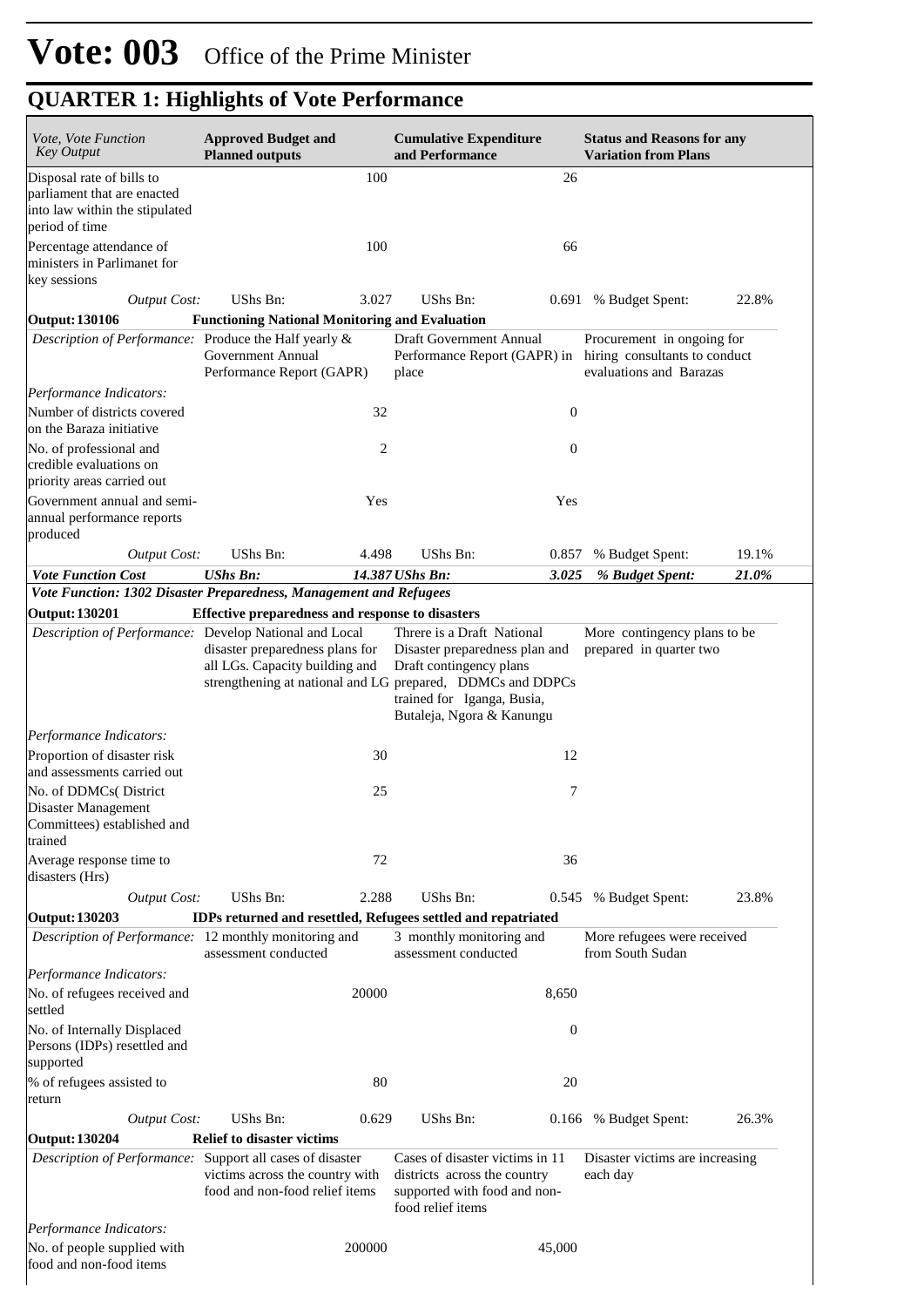# Vote: 003 Office of the Prime Minister

## QUARTER 1: Highlights of Vote Performance

| *Vote, Vote Function Key Output* | **Approved Budget and Planned outputs** | **Cumulative Expenditure and Performance** | **Status and Reasons for any Variation from Plans** |
|---|---|---|---|
| Disposal rate of bills to parliament that are enacted into law within the stipulated period of time | 100 | 26 | |
| Percentage attendance of ministers in Parlimanet for key sessions | 100 | 66 | |
| *Output Cost:* | UShs Bn: 3.027 | UShs Bn: 0.691 | % Budget Spent: 22.8% |
| **Output: 130106** | **Functioning National Monitoring and Evaluation** | | |
| *Description of Performance:* | Produce the Half yearly & Government Annual Performance Report (GAPR) | Draft Government Annual Performance Report (GAPR) in place | Procurement in ongoing for hiring consultants to conduct evaluations and Barazas |
| *Performance Indicators:* | | | |
| Number of districts covered on the Baraza initiative | 32 | 0 | |
| No. of professional and credible evaluations on priority areas carried out | 2 | 0 | |
| Government annual and semi-annual performance reports produced | Yes | Yes | |
| *Output Cost:* | UShs Bn: 4.498 | UShs Bn: 0.857 | % Budget Spent: 19.1% |
| ***Vote Function Cost*** | ***UShs Bn: 14.387*** | ***UShs Bn: 3.025*** | ***% Budget Spent: 21.0%*** |
| ***Vote Function: 1302 Disaster Preparedness, Management and Refugees*** | | | |
| **Output: 130201** | **Effective preparedness and response to disasters** | | |
| *Description of Performance:* | Develop National and Local disaster preparedness plans for all LGs. Capacity building and strengthening at national and LG | Threre is a Draft National Disaster preparedness plan and Draft contingency plans prepared, DDMCs and DDPCs trained for Iganga, Busia, Butaleja, Ngora & Kanungu | More contingency plans to be prepared in quarter two |
| *Performance Indicators:* | | | |
| Proportion of disaster risk and assessments carried out | 30 | 12 | |
| No. of DDMCs( District Disaster Management Committees) established and trained | 25 | 7 | |
| Average response time to disasters (Hrs) | 72 | 36 | |
| *Output Cost:* | UShs Bn: 2.288 | UShs Bn: 0.545 | % Budget Spent: 23.8% |
| **Output: 130203** | **IDPs returned and resettled, Refugees settled and repatriated** | | |
| *Description of Performance:* | 12 monthly monitoring and assessment conducted | 3 monthly monitoring and assessment conducted | More refugees were received from South Sudan |
| *Performance Indicators:* | | | |
| No. of refugees received and settled | 20000 | 8,650 | |
| No. of Internally Displaced Persons (IDPs) resettled and supported | | 0 | |
| % of refugees assisted to return | 80 | 20 | |
| *Output Cost:* | UShs Bn: 0.629 | UShs Bn: 0.166 | % Budget Spent: 26.3% |
| **Output: 130204** | **Relief to disaster victims** | | |
| *Description of Performance:* | Support all cases of disaster victims across the country with food and non-food relief items | Cases of disaster victims in 11 districts across the country supported with food and non-food relief items | Disaster victims are increasing each day |
| *Performance Indicators:* | | | |
| No. of people supplied with food and non-food items | 200000 | 45,000 | |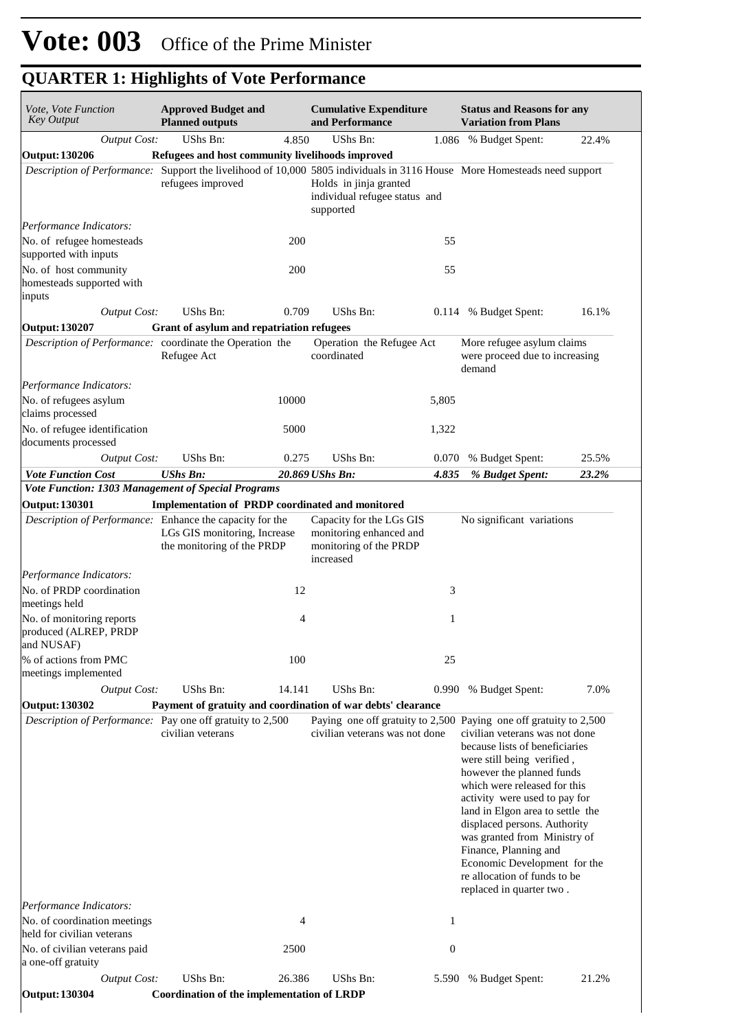# Vote: 003 Office of the Prime Minister

## QUARTER 1: Highlights of Vote Performance

| *Vote, Vote Function Key Output* | **Approved Budget and Planned outputs** | | **Cumulative Expenditure and Performance** | | **Status and Reasons for any Variation from Plans** | |
|---|---|---|---|---|---|---|
| *Output Cost:* | UShs Bn: | 4.850 | UShs Bn: | 1.086 | % Budget Spent: | 22.4% |
| **Output: 130206** | **Refugees and host community livelihoods improved** | | | | | |
| *Description of Performance:* | Support the livelihood of 10,000 refugees improved | | 5805 individuals in 3116 House Holds in jinja granted individual refugee status and supported | | More Homesteads need support | |
| *Performance Indicators:* | | | | | | |
| No. of refugee homesteads supported with inputs | | 200 | | 55 | | |
| No. of host community homesteads supported with inputs | | 200 | | 55 | | |
| *Output Cost:* | UShs Bn: | 0.709 | UShs Bn: | 0.114 | % Budget Spent: | 16.1% |
| **Output: 130207** | **Grant of asylum and repatriation refugees** | | | | | |
| *Description of Performance:* | coordinate the Operation the Refugee Act | | Operation the Refugee Act coordinated | | More refugee asylum claims were proceed due to increasing demand | |
| *Performance Indicators:* | | | | | | |
| No. of refugees asylum claims processed | | 10000 | | 5,805 | | |
| No. of refugee identification documents processed | | 5000 | | 1,322 | | |
| *Output Cost:* | UShs Bn: | 0.275 | UShs Bn: | 0.070 | % Budget Spent: | 25.5% |
| ***Vote Function Cost*** | ***UShs Bn:*** | ***20.869*** | ***UShs Bn:*** | ***4.835*** | ***% Budget Spent:*** | ***23.2%*** |
| ***Vote Function: 1303 Management of Special Programs*** | | | | | | |
| **Output: 130301** | **Implementation of PRDP coordinated and monitored** | | | | | |
| *Description of Performance:* | Enhance the capacity for the LGs GIS monitoring, Increase the monitoring of the PRDP | | Capacity for the LGs GIS monitoring enhanced and monitoring of the PRDP increased | | No significant variations | |
| *Performance Indicators:* | | | | | | |
| No. of PRDP coordination meetings held | | 12 | | 3 | | |
| No. of monitoring reports produced (ALREP, PRDP and NUSAF) | | 4 | | 1 | | |
| % of actions from PMC meetings implemented | | 100 | | 25 | | |
| *Output Cost:* | UShs Bn: | 14.141 | UShs Bn: | 0.990 | % Budget Spent: | 7.0% |
| **Output: 130302** | **Payment of gratuity and coordination of war debts' clearance** | | | | | |
| *Description of Performance:* | Pay one off gratuity to 2,500 civilian veterans | | Paying one off gratuity to 2,500 civilian veterans was not done | | Paying one off gratuity to 2,500 civilian veterans was not done because lists of beneficiaries were still being verified , however the planned funds which were released for this activity were used to pay for land in Elgon area to settle the displaced persons. Authority was granted from Ministry of Finance, Planning and Economic Development for the re allocation of funds to be replaced in quarter two . | |
| *Performance Indicators:* | | | | | | |
| No. of coordination meetings held for civilian veterans | | 4 | | 1 | | |
| No. of civilian veterans paid a one-off gratuity | | 2500 | | 0 | | |
| *Output Cost:* | UShs Bn: | 26.386 | UShs Bn: | 5.590 | % Budget Spent: | 21.2% |
| **Output: 130304** | **Coordination of the implementation of LRDP** | | | | | |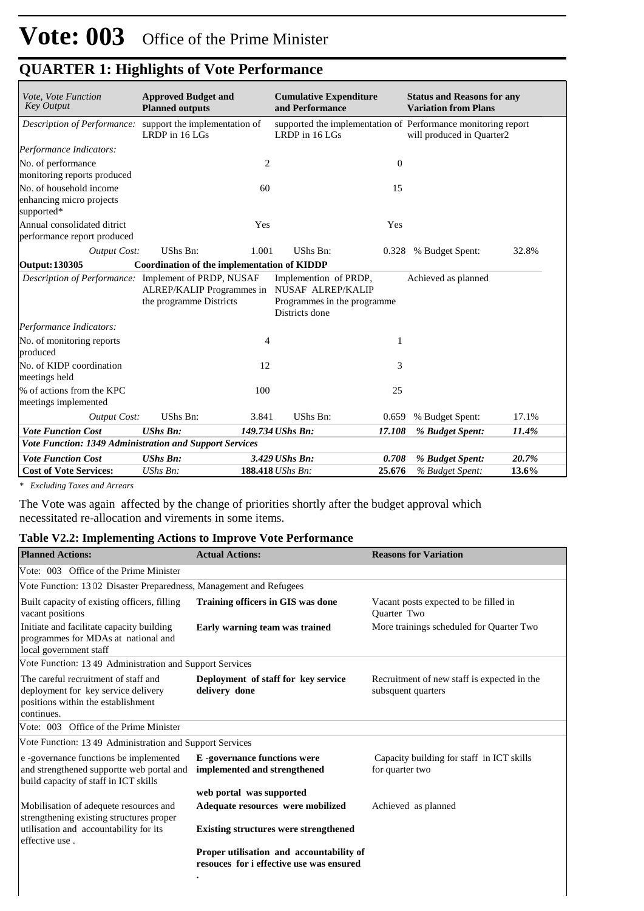# Vote: 003 Office of the Prime Minister

## QUARTER 1: Highlights of Vote Performance

| *Vote, Vote Function Key Output* | **Approved Budget and Planned outputs** | | **Cumulative Expenditure and Performance** | | **Status and Reasons for any Variation from Plans** | |
|---|---|---|---|---|---|---|
| *Description of Performance:* | support the implementation of LRDP in 16 LGs | | supported the implementation of LRDP in 16 LGs | | Performance monitoring report will produced in Quarter2 | |
| *Performance Indicators:* | | | | | | |
| No. of performance monitoring reports produced | | 2 | | 0 | | |
| No. of household income enhancing micro projects supported* | | 60 | | 15 | | |
| Annual consolidated ditrict performance report produced | | Yes | | Yes | | |
| *Output Cost:* | UShs Bn: | 1.001 | UShs Bn: | 0.328 | % Budget Spent: | 32.8% |
| **Output: 130305** | **Coordination of the implementation of KIDDP** | | | | | |
| *Description of Performance:* | Implement of PRDP, NUSAF ALREP/KALIP Programmes in the programme Districts | | Implemention of PRDP, NUSAF ALREP/KALIP Programmes in the programme Districts done | | Achieved as planned | |
| *Performance Indicators:* | | | | | | |
| No. of monitoring reports produced | | 4 | | 1 | | |
| No. of KIDP coordination meetings held | | 12 | | 3 | | |
| % of actions from the KPC meetings implemented | | 100 | | 25 | | |
| *Output Cost:* | UShs Bn: | 3.841 | UShs Bn: | 0.659 | % Budget Spent: | 17.1% |
| ***Vote Function Cost*** | ***UShs Bn:*** | ***149.734*** | ***UShs Bn:*** | ***17.108*** | ***% Budget Spent:*** | ***11.4%*** |
| ***Vote Function: 1349 Administration and Support Services*** | | | | | | |
| ***Vote Function Cost*** | ***UShs Bn:*** | ***3.429*** | ***UShs Bn:*** | ***0.708*** | ***% Budget Spent:*** | ***20.7%*** |
| **Cost of Vote Services:** | *UShs Bn:* | **188.418** | *UShs Bn:* | **25.676** | *% Budget Spent:* | **13.6%** |

*\* Excluding Taxes and Arrears*

The Vote was again affected by the change of priorities shortly after the budget approval which necessitated re-allocation and virements in some items.

**Table V2.2: Implementing Actions to Improve Vote Performance**

| **Planned Actions:** | **Actual Actions:** | **Reasons for Variation** |
|---|---|---|
| Vote: 003 Office of the Prime Minister | | |
| Vote Function: 13 02 Disaster Preparedness, Management and Refugees | | |
| Built capacity of existing officers, filling vacant positions | **Training officers in GIS was done** | Vacant posts expected to be filled in Quarter Two |
| Initiate and facilitate capacity building programmes for MDAs at national and local government staff | **Early warning team was trained** | More trainings scheduled for Quarter Two |
| Vote Function: 13 49 Administration and Support Services | | |
| The careful recruitment of staff and deployment for key service delivery positions within the establishment continues. | **Deployment of staff for key service delivery done** | Recruitment of new staff is expected in the subsquent quarters |
| Vote: 003 Office of the Prime Minister | | |
| Vote Function: 13 49 Administration and Support Services | | |
| e -governance functions be implemented and strengthened supportte web portal and build capacity of staff in ICT skills | **E -governance functions were implemented and strengthened**<br><br>**web portal was supported** | Capacity building for staff in ICT skills for quarter two |
| Mobilisation of adequete resources and strengthening existing structures proper utilisation and accountability for its effective use . | **Adequate resources were mobilized**<br><br>**Existing structures were strengthened**<br><br>**Proper utilisation and accountability of resouces for i effective use was ensured**<br><br>**.** | Achieved as planned |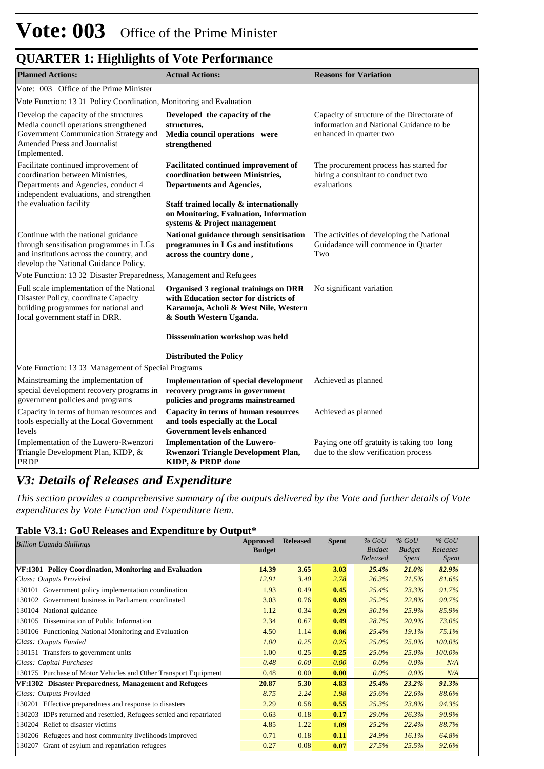# Vote: 003 Office of the Prime Minister

## QUARTER 1: Highlights of Vote Performance

| Planned Actions: | Actual Actions: | Reasons for Variation |
|---|---|---|
| Vote: 003 Office of the Prime Minister | | |
| Vote Function: 13 01 Policy Coordination, Monitoring and Evaluation | | |
| Develop the capacity of the structures Media council operations strengthened Government Communication Strategy and Amended Press and Journalist Implemented. | **Developed the capacity of the structures, Media council operations were strengthened** | Capacity of structure of the Directorate of information and National Guidance to be enhanced in quarter two |
| Facilitate continued improvement of coordination between Ministries, Departments and Agencies, conduct 4 independent evaluations, and strengthen the evaluation facility | **Facilitated continued improvement of coordination between Ministries, Departments and Agencies,** **Staff trained locally & internationally on Monitoring, Evaluation, Information systems & Project management** | The procurement process has started for hiring a consultant to conduct two evaluations |
| Continue with the national guidance through sensitisation programmes in LGs and institutions across the country, and develop the National Guidance Policy. | **National guidance through sensitisation programmes in LGs and institutions across the country done ,** | The activities of developing the National Guidadance will commence in Quarter Two |
| Vote Function: 13 02 Disaster Preparedness, Management and Refugees | | |
| Full scale implementation of the National Disaster Policy, coordinate Capacity building programmes for national and local government staff in DRR. | **Organised 3 regional trainings on DRR with Education sector for districts of Karamoja, Acholi & West Nile, Western & South Western Uganda.** **Disssemination workshop was held** **Distributed the Policy** | No significant variation |
| Vote Function: 13 03 Management of Special Programs | | |
| Mainstreaming the implementation of special development recovery programs in government policies and programs | **Implementation of special development recovery programs in government policies and programs mainstreamed** | Achieved as planned |
| Capacity in terms of human resources and tools especially at the Local Government levels | **Capacity in terms of human resources and tools especially at the Local Government levels enhanced** | Achieved as planned |
| Implementation of the Luwero-Rwenzori Triangle Development Plan, KIDP, & PRDP | **Implementation of the Luwero-Rwenzori Triangle Development Plan, KIDP, & PRDP done** | Paying one off gratuity is taking too long due to the slow verification process |

## *V3: Details of Releases and Expenditure*

*This section provides a comprehensive summary of the outputs delivered by the Vote and further details of Vote expenditures by Vote Function and Expenditure Item.*

### Table V3.1: GoU Releases and Expenditure by Output*

| *Billion Uganda Shillings* | Approved Budget | Released | Spent | *% GoU Budget Released* | *% GoU Budget Spent* | *% GoU Releases Spent* |
|---|---|---|---|---|---|---|
| **VF:1301 Policy Coordination, Monitoring and Evaluation** | **14.39** | **3.65** | **3.03** | ***25.4%*** | ***21.0%*** | ***82.9%*** |
| *Class: Outputs Provided* | *12.91* | *3.40* | *2.78* | *26.3%* | *21.5%* | *81.6%* |
| 130101 Government policy implementation coordination | 1.93 | 0.49 | **0.45** | *25.4%* | *23.3%* | *91.7%* |
| 130102 Government business in Parliament coordinated | 3.03 | 0.76 | **0.69** | *25.2%* | *22.8%* | *90.7%* |
| 130104 National guidance | 1.12 | 0.34 | **0.29** | *30.1%* | *25.9%* | *85.9%* |
| 130105 Dissemination of Public Information | 2.34 | 0.67 | **0.49** | *28.7%* | *20.9%* | *73.0%* |
| 130106 Functioning National Monitoring and Evaluation | 4.50 | 1.14 | **0.86** | *25.4%* | *19.1%* | *75.1%* |
| *Class: Outputs Funded* | *1.00* | *0.25* | *0.25* | *25.0%* | *25.0%* | *100.0%* |
| 130151 Transfers to government units | 1.00 | 0.25 | **0.25** | *25.0%* | *25.0%* | *100.0%* |
| *Class: Capital Purchases* | *0.48* | *0.00* | *0.00* | *0.0%* | *0.0%* | *N/A* |
| 130175 Purchase of Motor Vehicles and Other Transport Equipment | 0.48 | 0.00 | **0.00** | *0.0%* | *0.0%* | *N/A* |
| **VF:1302 Disaster Preparedness, Management and Refugees** | **20.87** | **5.30** | **4.83** | ***25.4%*** | ***23.2%*** | ***91.3%*** |
| *Class: Outputs Provided* | *8.75* | *2.24* | *1.98* | *25.6%* | *22.6%* | *88.6%* |
| 130201 Effective preparedness and response to disasters | 2.29 | 0.58 | **0.55** | *25.3%* | *23.8%* | *94.3%* |
| 130203 IDPs returned and resettled, Refugees settled and repatriated | 0.63 | 0.18 | **0.17** | *29.0%* | *26.3%* | *90.9%* |
| 130204 Relief to disaster victims | 4.85 | 1.22 | **1.09** | *25.2%* | *22.4%* | *88.7%* |
| 130206 Refugees and host community livelihoods improved | 0.71 | 0.18 | **0.11** | *24.9%* | *16.1%* | *64.8%* |
| 130207 Grant of asylum and repatriation refugees | 0.27 | 0.08 | **0.07** | *27.5%* | *25.5%* | *92.6%* |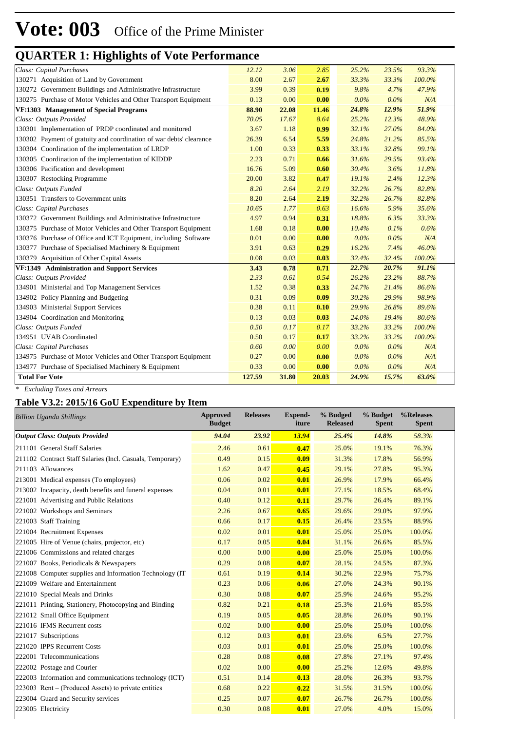# Vote: 003 Office of the Prime Minister

## QUARTER 1: Highlights of Vote Performance

| | | | | | | |
|---|---|---|---|---|---|---|
| *Class: Capital Purchases* | *12.12* | *3.06* | *2.85* | *25.2%* | *23.5%* | *93.3%* |
| 130271 Acquisition of Land by Government | 8.00 | 2.67 | **2.67** | *33.3%* | *33.3%* | *100.0%* |
| 130272 Government Buildings and Administrative Infrastructure | 3.99 | 0.39 | **0.19** | *9.8%* | *4.7%* | *47.9%* |
| 130275 Purchase of Motor Vehicles and Other Transport Equipment | 0.13 | 0.00 | **0.00** | *0.0%* | *0.0%* | *N/A* |
| **VF:1303 Management of Special Programs** | **88.90** | **22.08** | **11.46** | ***24.8%*** | ***12.9%*** | ***51.9%*** |
| *Class: Outputs Provided* | *70.05* | *17.67* | *8.64* | *25.2%* | *12.3%* | *48.9%* |
| 130301 Implementation of PRDP coordinated and monitored | 3.67 | 1.18 | **0.99** | *32.1%* | *27.0%* | *84.0%* |
| 130302 Payment of gratuity and coordination of war debts' clearance | 26.39 | 6.54 | **5.59** | *24.8%* | *21.2%* | *85.5%* |
| 130304 Coordination of the implementation of LRDP | 1.00 | 0.33 | **0.33** | *33.1%* | *32.8%* | *99.1%* |
| 130305 Coordination of the implementation of KIDDP | 2.23 | 0.71 | **0.66** | *31.6%* | *29.5%* | *93.4%* |
| 130306 Pacification and development | 16.76 | 5.09 | **0.60** | *30.4%* | *3.6%* | *11.8%* |
| 130307 Restocking Programme | 20.00 | 3.82 | **0.47** | *19.1%* | *2.4%* | *12.3%* |
| *Class: Outputs Funded* | *8.20* | *2.64* | *2.19* | *32.2%* | *26.7%* | *82.8%* |
| 130351 Transfers to Government units | 8.20 | 2.64 | **2.19** | *32.2%* | *26.7%* | *82.8%* |
| *Class: Capital Purchases* | *10.65* | *1.77* | *0.63* | *16.6%* | *5.9%* | *35.6%* |
| 130372 Government Buildings and Administrative Infrastructure | 4.97 | 0.94 | **0.31** | *18.8%* | *6.3%* | *33.3%* |
| 130375 Purchase of Motor Vehicles and Other Transport Equipment | 1.68 | 0.18 | **0.00** | *10.4%* | *0.1%* | *0.6%* |
| 130376 Purchase of Office and ICT Equipment, including Software | 0.01 | 0.00 | **0.00** | *0.0%* | *0.0%* | *N/A* |
| 130377 Purchase of Specialised Machinery & Equipment | 3.91 | 0.63 | **0.29** | *16.2%* | *7.4%* | *46.0%* |
| 130379 Acquisition of Other Capital Assets | 0.08 | 0.03 | **0.03** | *32.4%* | *32.4%* | *100.0%* |
| **VF:1349 Administration and Support Services** | **3.43** | **0.78** | **0.71** | ***22.7%*** | ***20.7%*** | ***91.1%*** |
| *Class: Outputs Provided* | *2.33* | *0.61* | *0.54* | *26.2%* | *23.2%* | *88.7%* |
| 134901 Ministerial and Top Management Services | 1.52 | 0.38 | **0.33** | *24.7%* | *21.4%* | *86.6%* |
| 134902 Policy Planning and Budgeting | 0.31 | 0.09 | **0.09** | *30.2%* | *29.9%* | *98.9%* |
| 134903 Ministerial Support Services | 0.38 | 0.11 | **0.10** | *29.9%* | *26.8%* | *89.6%* |
| 134904 Coordination and Monitoring | 0.13 | 0.03 | **0.03** | *24.0%* | *19.4%* | *80.6%* |
| *Class: Outputs Funded* | *0.50* | *0.17* | *0.17* | *33.2%* | *33.2%* | *100.0%* |
| 134951 UVAB Coordinated | 0.50 | 0.17 | **0.17** | *33.2%* | *33.2%* | *100.0%* |
| *Class: Capital Purchases* | *0.60* | *0.00* | *0.00* | *0.0%* | *0.0%* | *N/A* |
| 134975 Purchase of Motor Vehicles and Other Transport Equipment | 0.27 | 0.00 | **0.00** | *0.0%* | *0.0%* | *N/A* |
| 134977 Purchase of Specialised Machinery & Equipment | 0.33 | 0.00 | **0.00** | *0.0%* | *0.0%* | *N/A* |
| **Total For Vote** | **127.59** | **31.80** | **20.03** | ***24.9%*** | ***15.7%*** | ***63.0%*** |

*\* Excluding Taxes and Arrears*

### Table V3.2: 2015/16 GoU Expenditure by Item

| *Billion Uganda Shillings* | Approved Budget | Releases | Expend-iture | % Budged Released | % Budget Spent | %Releases Spent |
|---|---|---|---|---|---|---|
| ***Output Class: Outputs Provided*** | ***94.04*** | ***23.92*** | ***13.94*** | ***25.4%*** | ***14.8%*** | ***58.3%*** |
| 211101 General Staff Salaries | 2.46 | 0.61 | **0.47** | 25.0% | 19.1% | 76.3% |
| 211102 Contract Staff Salaries (Incl. Casuals, Temporary) | 0.49 | 0.15 | **0.09** | 31.3% | 17.8% | 56.9% |
| 211103 Allowances | 1.62 | 0.47 | **0.45** | 29.1% | 27.8% | 95.3% |
| 213001 Medical expenses (To employees) | 0.06 | 0.02 | **0.01** | 26.9% | 17.9% | 66.4% |
| 213002 Incapacity, death benefits and funeral expenses | 0.04 | 0.01 | **0.01** | 27.1% | 18.5% | 68.4% |
| 221001 Advertising and Public Relations | 0.40 | 0.12 | **0.11** | 29.7% | 26.4% | 89.1% |
| 221002 Workshops and Seminars | 2.26 | 0.67 | **0.65** | 29.6% | 29.0% | 97.9% |
| 221003 Staff Training | 0.66 | 0.17 | **0.15** | 26.4% | 23.5% | 88.9% |
| 221004 Recruitment Expenses | 0.02 | 0.01 | **0.01** | 25.0% | 25.0% | 100.0% |
| 221005 Hire of Venue (chairs, projector, etc) | 0.17 | 0.05 | **0.04** | 31.1% | 26.6% | 85.5% |
| 221006 Commissions and related charges | 0.00 | 0.00 | **0.00** | 25.0% | 25.0% | 100.0% |
| 221007 Books, Periodicals & Newspapers | 0.29 | 0.08 | **0.07** | 28.1% | 24.5% | 87.3% |
| 221008 Computer supplies and Information Technology (IT | 0.61 | 0.19 | **0.14** | 30.2% | 22.9% | 75.7% |
| 221009 Welfare and Entertainment | 0.23 | 0.06 | **0.06** | 27.0% | 24.3% | 90.1% |
| 221010 Special Meals and Drinks | 0.30 | 0.08 | **0.07** | 25.9% | 24.6% | 95.2% |
| 221011 Printing, Stationery, Photocopying and Binding | 0.82 | 0.21 | **0.18** | 25.3% | 21.6% | 85.5% |
| 221012 Small Office Equipment | 0.19 | 0.05 | **0.05** | 28.8% | 26.0% | 90.1% |
| 221016 IFMS Recurrent costs | 0.02 | 0.00 | **0.00** | 25.0% | 25.0% | 100.0% |
| 221017 Subscriptions | 0.12 | 0.03 | **0.01** | 23.6% | 6.5% | 27.7% |
| 221020 IPPS Recurrent Costs | 0.03 | 0.01 | **0.01** | 25.0% | 25.0% | 100.0% |
| 222001 Telecommunications | 0.28 | 0.08 | **0.08** | 27.8% | 27.1% | 97.4% |
| 222002 Postage and Courier | 0.02 | 0.00 | **0.00** | 25.2% | 12.6% | 49.8% |
| 222003 Information and communications technology (ICT) | 0.51 | 0.14 | **0.13** | 28.0% | 26.3% | 93.7% |
| 223003 Rent – (Produced Assets) to private entities | 0.68 | 0.22 | **0.22** | 31.5% | 31.5% | 100.0% |
| 223004 Guard and Security services | 0.25 | 0.07 | **0.07** | 26.7% | 26.7% | 100.0% |
| 223005 Electricity | 0.30 | 0.08 | **0.01** | 27.0% | 4.0% | 15.0% |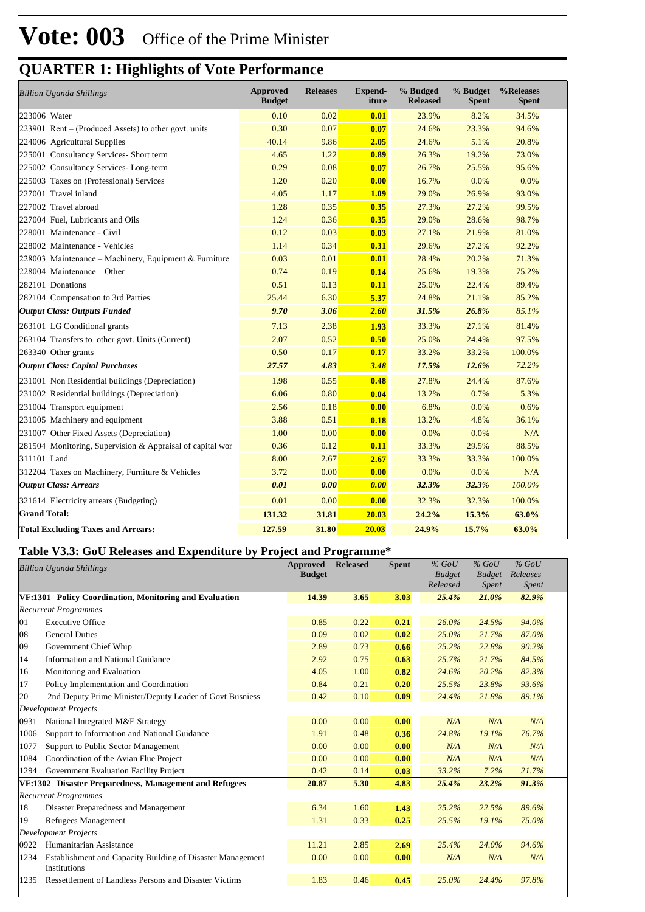# Vote: 003 Office of the Prime Minister

## QUARTER 1: Highlights of Vote Performance

| *Billion Uganda Shillings* | Approved Budget | Releases | Expend-iture | % Budged Released | % Budget Spent | %Releases Spent |
|---|---|---|---|---|---|---|
| 223006 Water | 0.10 | 0.02 | **0.01** | 23.9% | 8.2% | 34.5% |
| 223901 Rent – (Produced Assets) to other govt. units | 0.30 | 0.07 | **0.07** | 24.6% | 23.3% | 94.6% |
| 224006 Agricultural Supplies | 40.14 | 9.86 | **2.05** | 24.6% | 5.1% | 20.8% |
| 225001 Consultancy Services- Short term | 4.65 | 1.22 | **0.89** | 26.3% | 19.2% | 73.0% |
| 225002 Consultancy Services- Long-term | 0.29 | 0.08 | **0.07** | 26.7% | 25.5% | 95.6% |
| 225003 Taxes on (Professional) Services | 1.20 | 0.20 | **0.00** | 16.7% | 0.0% | 0.0% |
| 227001 Travel inland | 4.05 | 1.17 | **1.09** | 29.0% | 26.9% | 93.0% |
| 227002 Travel abroad | 1.28 | 0.35 | **0.35** | 27.3% | 27.2% | 99.5% |
| 227004 Fuel, Lubricants and Oils | 1.24 | 0.36 | **0.35** | 29.0% | 28.6% | 98.7% |
| 228001 Maintenance - Civil | 0.12 | 0.03 | **0.03** | 27.1% | 21.9% | 81.0% |
| 228002 Maintenance - Vehicles | 1.14 | 0.34 | **0.31** | 29.6% | 27.2% | 92.2% |
| 228003 Maintenance – Machinery, Equipment & Furniture | 0.03 | 0.01 | **0.01** | 28.4% | 20.2% | 71.3% |
| 228004 Maintenance – Other | 0.74 | 0.19 | **0.14** | 25.6% | 19.3% | 75.2% |
| 282101 Donations | 0.51 | 0.13 | **0.11** | 25.0% | 22.4% | 89.4% |
| 282104 Compensation to 3rd Parties | 25.44 | 6.30 | **5.37** | 24.8% | 21.1% | 85.2% |
| ***Output Class: Outputs Funded*** | ***9.70*** | ***3.06*** | ***2.60*** | ***31.5%*** | ***26.8%*** | *85.1%* |
| 263101 LG Conditional grants | 7.13 | 2.38 | **1.93** | 33.3% | 27.1% | 81.4% |
| 263104 Transfers to other govt. Units (Current) | 2.07 | 0.52 | **0.50** | 25.0% | 24.4% | 97.5% |
| 263340 Other grants | 0.50 | 0.17 | **0.17** | 33.2% | 33.2% | 100.0% |
| ***Output Class: Capital Purchases*** | ***27.57*** | ***4.83*** | ***3.48*** | ***17.5%*** | ***12.6%*** | *72.2%* |
| 231001 Non Residential buildings (Depreciation) | 1.98 | 0.55 | **0.48** | 27.8% | 24.4% | 87.6% |
| 231002 Residential buildings (Depreciation) | 6.06 | 0.80 | **0.04** | 13.2% | 0.7% | 5.3% |
| 231004 Transport equipment | 2.56 | 0.18 | **0.00** | 6.8% | 0.0% | 0.6% |
| 231005 Machinery and equipment | 3.88 | 0.51 | **0.18** | 13.2% | 4.8% | 36.1% |
| 231007 Other Fixed Assets (Depreciation) | 1.00 | 0.00 | **0.00** | 0.0% | 0.0% | N/A |
| 281504 Monitoring, Supervision & Appraisal of capital wor | 0.36 | 0.12 | **0.11** | 33.3% | 29.5% | 88.5% |
| 311101 Land | 8.00 | 2.67 | **2.67** | 33.3% | 33.3% | 100.0% |
| 312204 Taxes on Machinery, Furniture & Vehicles | 3.72 | 0.00 | **0.00** | 0.0% | 0.0% | N/A |
| ***Output Class: Arrears*** | ***0.01*** | ***0.00*** | ***0.00*** | ***32.3%*** | ***32.3%*** | *100.0%* |
| 321614 Electricity arrears (Budgeting) | 0.01 | 0.00 | **0.00** | 32.3% | 32.3% | 100.0% |
| **Grand Total:** | **131.32** | **31.81** | **20.03** | **24.2%** | **15.3%** | **63.0%** |
| **Total Excluding Taxes and Arrears:** | **127.59** | **31.80** | **20.03** | **24.9%** | **15.7%** | **63.0%** |

## Table V3.3: GoU Releases and Expenditure by Project and Programme*

| *Billion Uganda Shillings* | | Approved Budget | Released | Spent | *% GoU Budget Released* | *% GoU Budget Spent* | *% GoU Releases Spent* |
|---|---|---|---|---|---|---|---|
| **VF:1301 Policy Coordination, Monitoring and Evaluation** | | **14.39** | **3.65** | **3.03** | ***25.4%*** | ***21.0%*** | ***82.9%*** |
| *Recurrent Programmes* | | | | | | | |
| 01 | Executive Office | 0.85 | 0.22 | **0.21** | *26.0%* | *24.5%* | *94.0%* |
| 08 | General Duties | 0.09 | 0.02 | **0.02** | *25.0%* | *21.7%* | *87.0%* |
| 09 | Government Chief Whip | 2.89 | 0.73 | **0.66** | *25.2%* | *22.8%* | *90.2%* |
| 14 | Information and National Guidance | 2.92 | 0.75 | **0.63** | *25.7%* | *21.7%* | *84.5%* |
| 16 | Monitoring and Evaluation | 4.05 | 1.00 | **0.82** | *24.6%* | *20.2%* | *82.3%* |
| 17 | Policy Implementation and Coordination | 0.84 | 0.21 | **0.20** | *25.5%* | *23.8%* | *93.6%* |
| 20 | 2nd Deputy Prime Minister/Deputy Leader of Govt Busniess | 0.42 | 0.10 | **0.09** | *24.4%* | *21.8%* | *89.1%* |
| *Development Projects* | | | | | | | |
| 0931 | National Integrated M&E Strategy | 0.00 | 0.00 | **0.00** | *N/A* | *N/A* | *N/A* |
| 1006 | Support to Information and National Guidance | 1.91 | 0.48 | **0.36** | *24.8%* | *19.1%* | *76.7%* |
| 1077 | Support to Public Sector Management | 0.00 | 0.00 | **0.00** | *N/A* | *N/A* | *N/A* |
| 1084 | Coordination of the Avian Flue Project | 0.00 | 0.00 | **0.00** | *N/A* | *N/A* | *N/A* |
| 1294 | Government Evaluation Facility Project | 0.42 | 0.14 | **0.03** | *33.2%* | *7.2%* | *21.7%* |
| **VF:1302 Disaster Preparedness, Management and Refugees** | | **20.87** | **5.30** | **4.83** | ***25.4%*** | ***23.2%*** | ***91.3%*** |
| *Recurrent Programmes* | | | | | | | |
| 18 | Disaster Preparedness and Management | 6.34 | 1.60 | **1.43** | *25.2%* | *22.5%* | *89.6%* |
| 19 | Refugees Management | 1.31 | 0.33 | **0.25** | *25.5%* | *19.1%* | *75.0%* |
| *Development Projects* | | | | | | | |
| 0922 | Humanitarian Assistance | 11.21 | 2.85 | **2.69** | *25.4%* | *24.0%* | *94.6%* |
| 1234 | Establishment and Capacity Building of Disaster Management Institutions | 0.00 | 0.00 | **0.00** | *N/A* | *N/A* | *N/A* |
| 1235 | Ressettlement of Landless Persons and Disaster Victims | 1.83 | 0.46 | **0.45** | *25.0%* | *24.4%* | *97.8%* |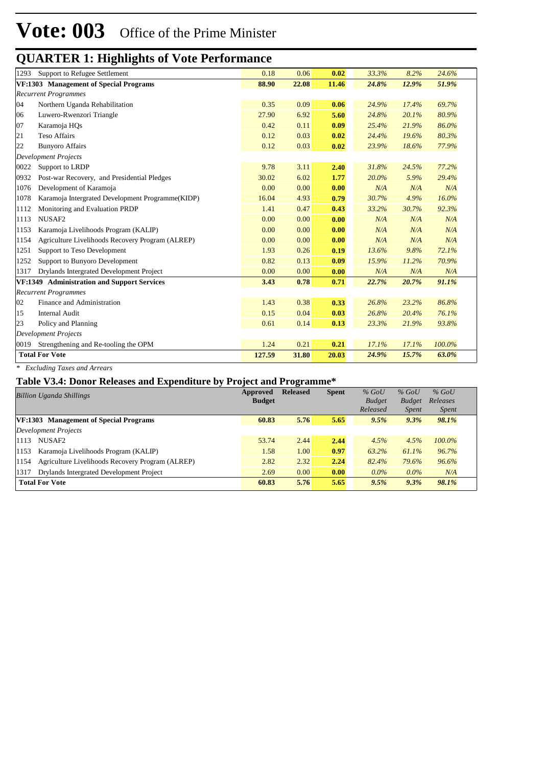# Vote: 003 Office of the Prime Minister

## QUARTER 1: Highlights of Vote Performance

| | | | | | | |
|---|---|---|---|---|---|---|
| 1293 Support to Refugee Settlement | 0.18 | 0.06 | **0.02** | *33.3%* | *8.2%* | *24.6%* |
| **VF:1303 Management of Special Programs** | **88.90** | **22.08** | **11.46** | ***24.8%*** | ***12.9%*** | ***51.9%*** |
| *Recurrent Programmes* | | | | | | |
| 04 Northern Uganda Rehabilitation | 0.35 | 0.09 | **0.06** | *24.9%* | *17.4%* | *69.7%* |
| 06 Luwero-Rwenzori Triangle | 27.90 | 6.92 | **5.60** | *24.8%* | *20.1%* | *80.9%* |
| 07 Karamoja HQs | 0.42 | 0.11 | **0.09** | *25.4%* | *21.9%* | *86.0%* |
| 21 Teso Affairs | 0.12 | 0.03 | **0.02** | *24.4%* | *19.6%* | *80.3%* |
| 22 Bunyoro Affairs | 0.12 | 0.03 | **0.02** | *23.9%* | *18.6%* | *77.9%* |
| *Development Projects* | | | | | | |
| 0022 Support to LRDP | 9.78 | 3.11 | **2.40** | *31.8%* | *24.5%* | *77.2%* |
| 0932 Post-war Recovery, and Presidential Pledges | 30.02 | 6.02 | **1.77** | *20.0%* | *5.9%* | *29.4%* |
| 1076 Development of Karamoja | 0.00 | 0.00 | **0.00** | *N/A* | *N/A* | *N/A* |
| 1078 Karamoja Intergrated Development Programme(KIDP) | 16.04 | 4.93 | **0.79** | *30.7%* | *4.9%* | *16.0%* |
| 1112 Monitoring and Evaluation PRDP | 1.41 | 0.47 | **0.43** | *33.2%* | *30.7%* | *92.3%* |
| 1113 NUSAF2 | 0.00 | 0.00 | **0.00** | *N/A* | *N/A* | *N/A* |
| 1153 Karamoja Livelihoods Program (KALIP) | 0.00 | 0.00 | **0.00** | *N/A* | *N/A* | *N/A* |
| 1154 Agriculture Livelihoods Recovery Program (ALREP) | 0.00 | 0.00 | **0.00** | *N/A* | *N/A* | *N/A* |
| 1251 Support to Teso Development | 1.93 | 0.26 | **0.19** | *13.6%* | *9.8%* | *72.1%* |
| 1252 Support to Bunyoro Development | 0.82 | 0.13 | **0.09** | *15.9%* | *11.2%* | *70.9%* |
| 1317 Drylands Intergrated Development Project | 0.00 | 0.00 | **0.00** | *N/A* | *N/A* | *N/A* |
| **VF:1349 Administration and Support Services** | **3.43** | **0.78** | **0.71** | ***22.7%*** | ***20.7%*** | ***91.1%*** |
| *Recurrent Programmes* | | | | | | |
| 02 Finance and Administration | 1.43 | 0.38 | **0.33** | *26.8%* | *23.2%* | *86.8%* |
| 15 Internal Audit | 0.15 | 0.04 | **0.03** | *26.8%* | *20.4%* | *76.1%* |
| 23 Policy and Planning | 0.61 | 0.14 | **0.13** | *23.3%* | *21.9%* | *93.8%* |
| *Development Projects* | | | | | | |
| 0019 Strengthening and Re-tooling the OPM | 1.24 | 0.21 | **0.21** | *17.1%* | *17.1%* | *100.0%* |
| **Total For Vote** | **127.59** | **31.80** | **20.03** | ***24.9%*** | ***15.7%*** | ***63.0%*** |

*\* Excluding Taxes and Arrears*

### Table V3.4: Donor Releases and Expenditure by Project and Programme*

| *Billion Uganda Shillings* | **Approved Budget** | **Released** | **Spent** | *% GoU Budget Released* | *% GoU Budget Spent* | *% GoU Releases Spent* |
|---|---|---|---|---|---|---|
| **VF:1303 Management of Special Programs** | **60.83** | **5.76** | **5.65** | ***9.5%*** | ***9.3%*** | ***98.1%*** |
| *Development Projects* | | | | | | |
| 1113 NUSAF2 | 53.74 | 2.44 | **2.44** | *4.5%* | *4.5%* | *100.0%* |
| 1153 Karamoja Livelihoods Program (KALIP) | 1.58 | 1.00 | **0.97** | *63.2%* | *61.1%* | *96.7%* |
| 1154 Agriculture Livelihoods Recovery Program (ALREP) | 2.82 | 2.32 | **2.24** | *82.4%* | *79.6%* | *96.6%* |
| 1317 Drylands Intergrated Development Project | 2.69 | 0.00 | **0.00** | *0.0%* | *0.0%* | *N/A* |
| **Total For Vote** | **60.83** | **5.76** | **5.65** | ***9.5%*** | ***9.3%*** | ***98.1%*** |